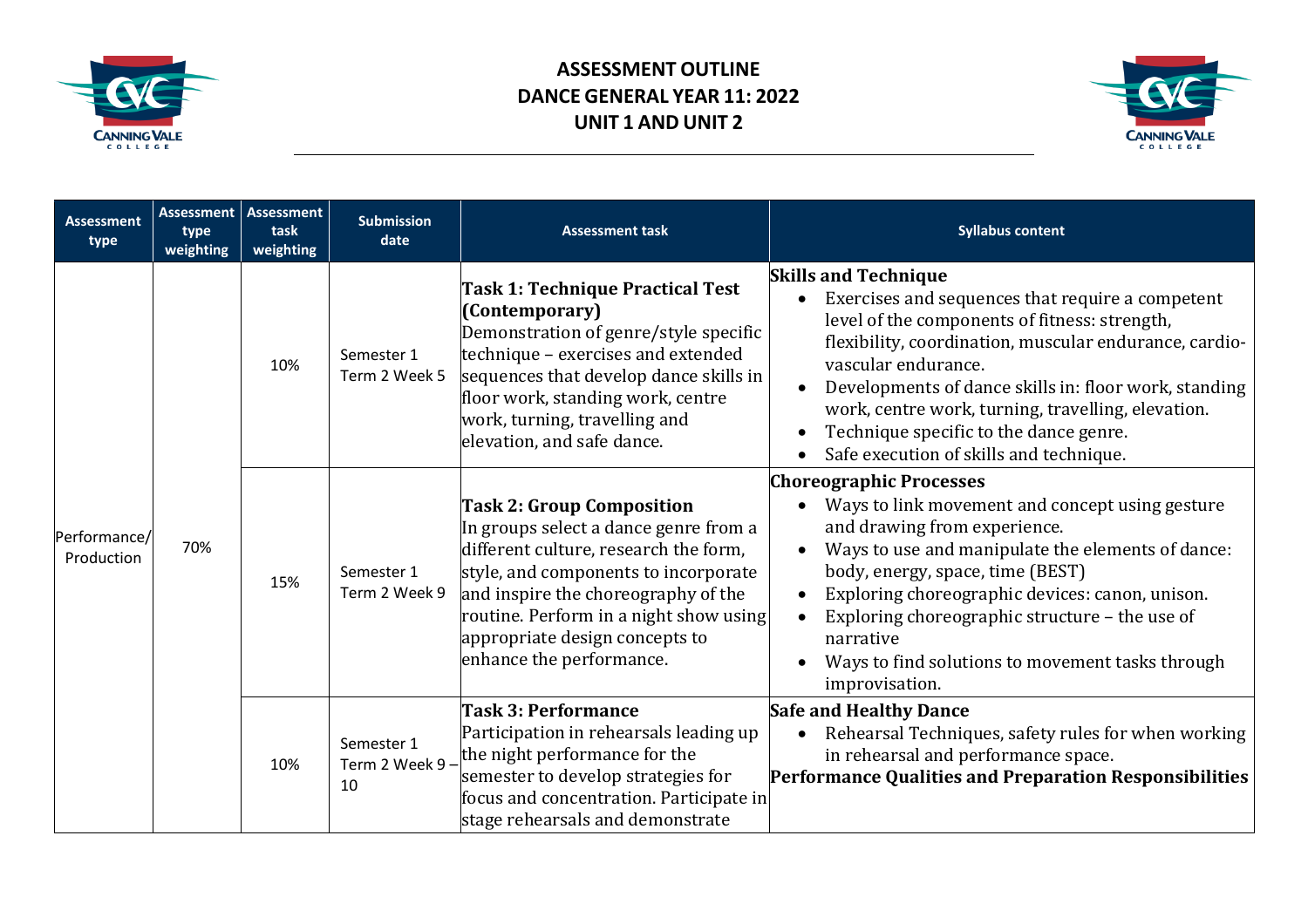# ASSESSMENT OUTLINE
# DANCE GENERAL YEAR 11: 2022
# UNIT 1 AND UNIT 2

| Assessment type | Assessment type weighting | Assessment task weighting | Submission date | Assessment task | Syllabus content |
|---|---|---|---|---|---|
| Performance/ Production | 70% | 10% | Semester 1 Term 2 Week 5 | **Task 1: Technique Practical Test (Contemporary)** Demonstration of genre/style specific technique – exercises and extended sequences that develop dance skills in floor work, standing work, centre work, turning, travelling and elevation, and safe dance. | **Skills and Technique** <br>• Exercises and sequences that require a competent level of the components of fitness: strength, flexibility, coordination, muscular endurance, cardio-vascular endurance. <br>• Developments of dance skills in: floor work, standing work, centre work, turning, travelling, elevation. <br>• Technique specific to the dance genre. <br>• Safe execution of skills and technique. |
| | | 15% | Semester 1 Term 2 Week 9 | **Task 2: Group Composition** In groups select a dance genre from a different culture, research the form, style, and components to incorporate and inspire the choreography of the routine. Perform in a night show using appropriate design concepts to enhance the performance. | **Choreographic Processes** <br>• Ways to link movement and concept using gesture and drawing from experience. <br>• Ways to use and manipulate the elements of dance: body, energy, space, time (BEST) <br>• Exploring choreographic devices: canon, unison. <br>• Exploring choreographic structure – the use of narrative <br>• Ways to find solutions to movement tasks through improvisation. |
| | | 10% | Semester 1 Term 2 Week 9 – 10 | **Task 3: Performance** Participation in rehearsals leading up the night performance for the semester to develop strategies for focus and concentration. Participate in stage rehearsals and demonstrate | **Safe and Healthy Dance** <br>• Rehearsal Techniques, safety rules for when working in rehearsal and performance space. <br>**Performance Qualities and Preparation Responsibilities** |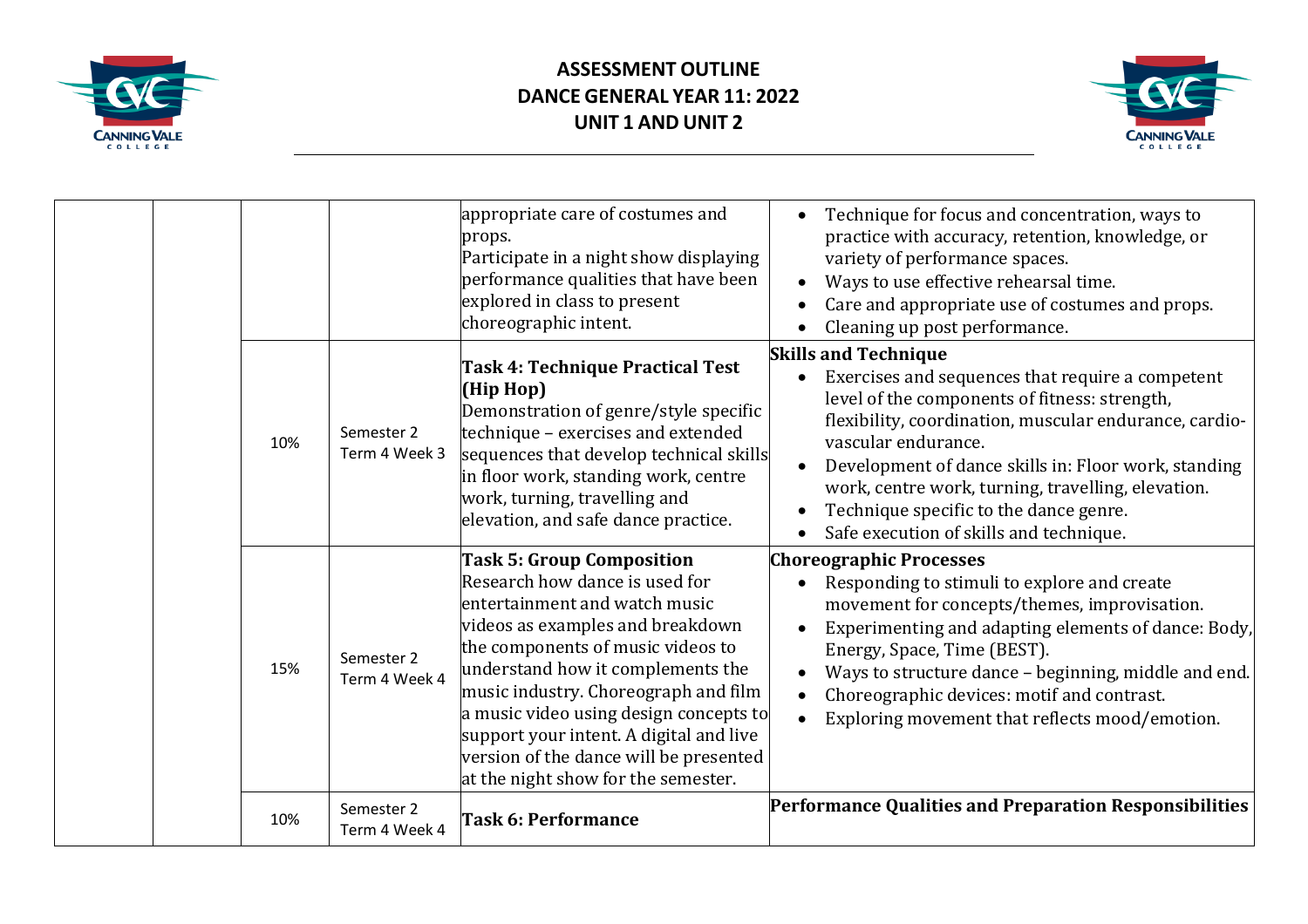# ASSESSMENT OUTLINE
# DANCE GENERAL YEAR 11: 2022
# UNIT 1 AND UNIT 2

| | | | | | |
|---|---|---|---|---|---|
| | | | | appropriate care of costumes and props.<br>Participate in a night show displaying performance qualities that have been explored in class to present choreographic intent. | • Technique for focus and concentration, ways to practice with accuracy, retention, knowledge, or variety of performance spaces.<br>• Ways to use effective rehearsal time.<br>• Care and appropriate use of costumes and props.<br>• Cleaning up post performance. |
| | | 10% | Semester 2<br>Term 4 Week 3 | **Task 4: Technique Practical Test (Hip Hop)**<br>Demonstration of genre/style specific technique – exercises and extended sequences that develop technical skills in floor work, standing work, centre work, turning, travelling and elevation, and safe dance practice. | **Skills and Technique**<br>• Exercises and sequences that require a competent level of the components of fitness: strength, flexibility, coordination, muscular endurance, cardio-vascular endurance.<br>• Development of dance skills in: Floor work, standing work, centre work, turning, travelling, elevation.<br>• Technique specific to the dance genre.<br>• Safe execution of skills and technique. |
| | | 15% | Semester 2<br>Term 4 Week 4 | **Task 5: Group Composition**<br>Research how dance is used for entertainment and watch music videos as examples and breakdown the components of music videos to understand how it complements the music industry. Choreograph and film a music video using design concepts to support your intent. A digital and live version of the dance will be presented at the night show for the semester. | **Choreographic Processes**<br>• Responding to stimuli to explore and create movement for concepts/themes, improvisation.<br>• Experimenting and adapting elements of dance: Body, Energy, Space, Time (BEST).<br>• Ways to structure dance – beginning, middle and end.<br>• Choreographic devices: motif and contrast.<br>• Exploring movement that reflects mood/emotion. |
| | | 10% | Semester 2<br>Term 4 Week 4 | **Task 6: Performance** | **Performance Qualities and Preparation Responsibilities** |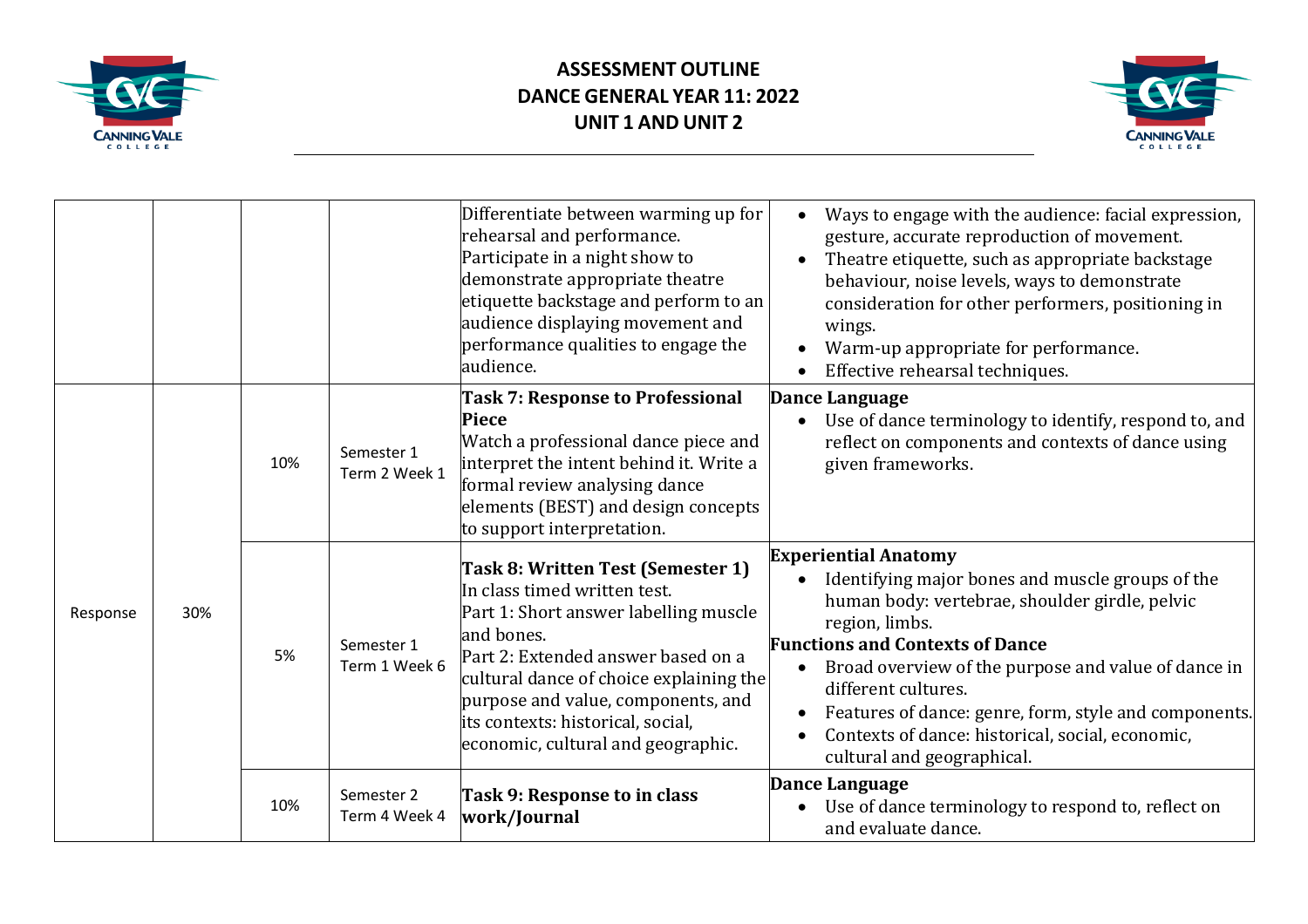# ASSESSMENT OUTLINE
# DANCE GENERAL YEAR 11: 2022
# UNIT 1 AND UNIT 2

| | | | | | |
|---|---|---|---|---|---|
| | | | | Differentiate between warming up for rehearsal and performance. Participate in a night show to demonstrate appropriate theatre etiquette backstage and perform to an audience displaying movement and performance qualities to engage the audience. | • Ways to engage with the audience: facial expression, gesture, accurate reproduction of movement. • Theatre etiquette, such as appropriate backstage behaviour, noise levels, ways to demonstrate consideration for other performers, positioning in wings. • Warm-up appropriate for performance. • Effective rehearsal techniques. |
| Response | 30% | 10% | Semester 1 Term 2 Week 1 | **Task 7: Response to Professional Piece** Watch a professional dance piece and interpret the intent behind it. Write a formal review analysing dance elements (BEST) and design concepts to support interpretation. | **Dance Language** • Use of dance terminology to identify, respond to, and reflect on components and contexts of dance using given frameworks. |
| | | 5% | Semester 1 Term 1 Week 6 | **Task 8: Written Test (Semester 1)** In class timed written test. Part 1: Short answer labelling muscle and bones. Part 2: Extended answer based on a cultural dance of choice explaining the purpose and value, components, and its contexts: historical, social, economic, cultural and geographic. | **Experiential Anatomy** • Identifying major bones and muscle groups of the human body: vertebrae, shoulder girdle, pelvic region, limbs. **Functions and Contexts of Dance** • Broad overview of the purpose and value of dance in different cultures. • Features of dance: genre, form, style and components. • Contexts of dance: historical, social, economic, cultural and geographical. |
| | | 10% | Semester 2 Term 4 Week 4 | **Task 9: Response to in class work/Journal** | **Dance Language** • Use of dance terminology to respond to, reflect on and evaluate dance. |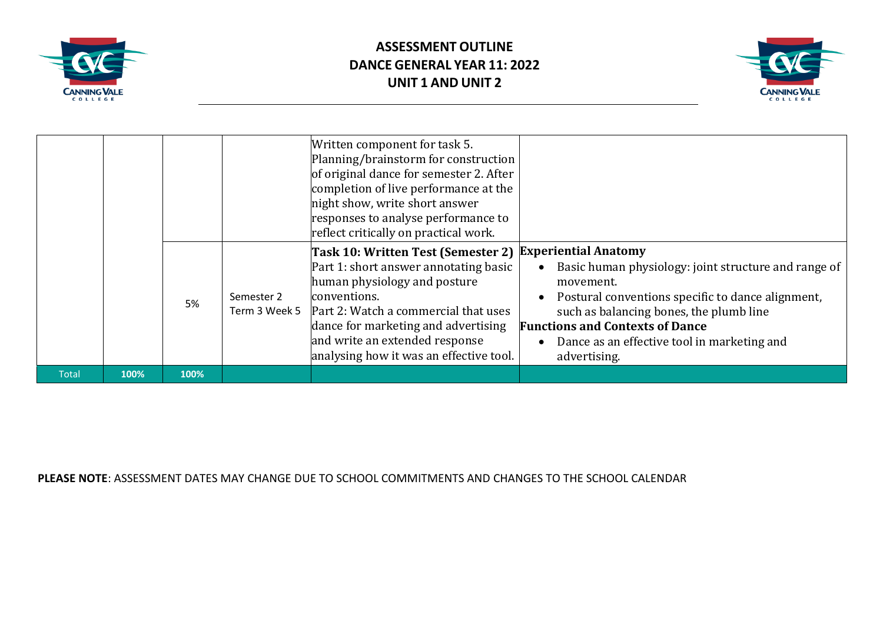# ASSESSMENT OUTLINE
# DANCE GENERAL YEAR 11: 2022
# UNIT 1 AND UNIT 2

| | | | | | |
|---|---|---|---|---|---|
| | | | | Written component for task 5. Planning/brainstorm for construction of original dance for semester 2. After completion of live performance at the night show, write short answer responses to analyse performance to reflect critically on practical work. | |
| | | 5% | Semester 2 Term 3 Week 5 | **Task 10: Written Test (Semester 2)** Part 1: short answer annotating basic human physiology and posture conventions. Part 2: Watch a commercial that uses dance for marketing and advertising and write an extended response analysing how it was an effective tool. | **Experiential Anatomy** <ul><li>Basic human physiology: joint structure and range of movement.</li><li>Postural conventions specific to dance alignment, such as balancing bones, the plumb line</li></ul> **Functions and Contexts of Dance** <ul><li>Dance as an effective tool in marketing and advertising.</li></ul> |
| Total | **100%** | **100%** | | | |

**PLEASE NOTE**: ASSESSMENT DATES MAY CHANGE DUE TO SCHOOL COMMITMENTS AND CHANGES TO THE SCHOOL CALENDAR